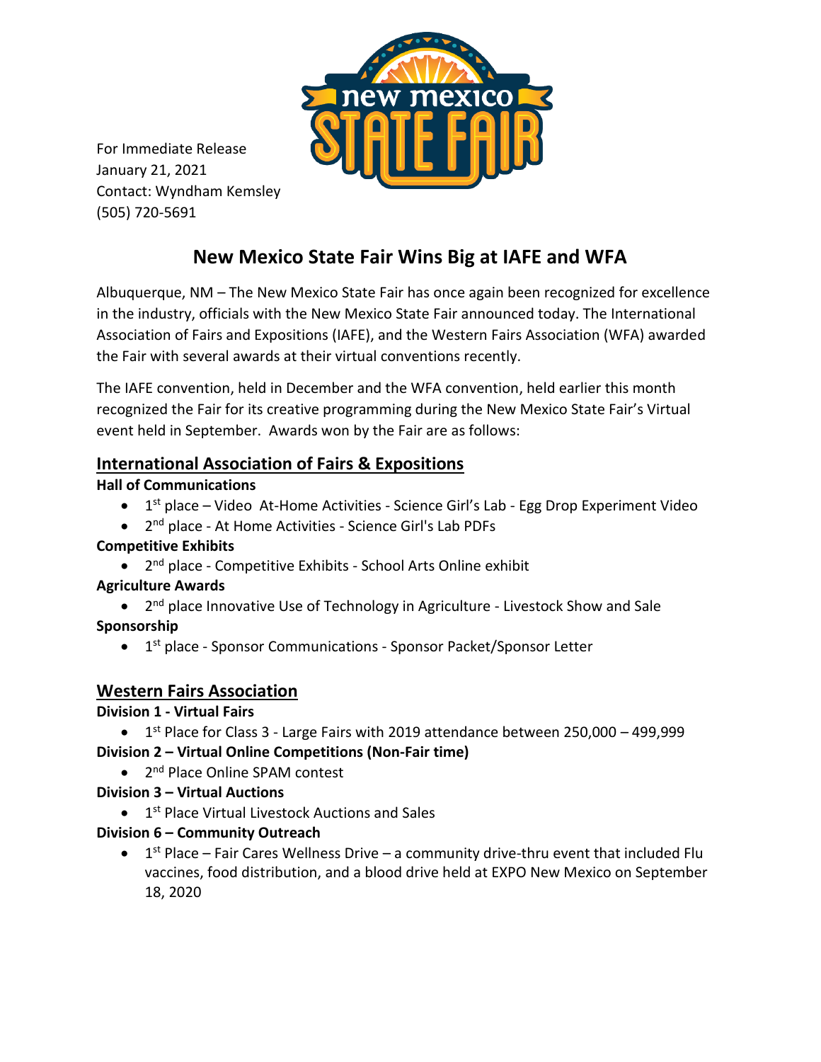For Immediate Release
January 21, 2021
Contact: Wyndham Kemsley
(505) 720-5691

# New Mexico State Fair Wins Big at IAFE and WFA

Albuquerque, NM – The New Mexico State Fair has once again been recognized for excellence in the industry, officials with the New Mexico State Fair announced today. The International Association of Fairs and Expositions (IAFE), and the Western Fairs Association (WFA) awarded the Fair with several awards at their virtual conventions recently.

The IAFE convention, held in December and the WFA convention, held earlier this month recognized the Fair for its creative programming during the New Mexico State Fair's Virtual event held in September. Awards won by the Fair are as follows:

## International Association of Fairs & Expositions

**Hall of Communications**

- 1st place – Video At-Home Activities - Science Girl's Lab - Egg Drop Experiment Video
- 2nd place - At Home Activities - Science Girl's Lab PDFs

**Competitive Exhibits**

- 2nd place - Competitive Exhibits - School Arts Online exhibit

**Agriculture Awards**

- 2nd place Innovative Use of Technology in Agriculture - Livestock Show and Sale

**Sponsorship**

- 1st place - Sponsor Communications - Sponsor Packet/Sponsor Letter

## Western Fairs Association

**Division 1 - Virtual Fairs**

- 1st Place for Class 3 - Large Fairs with 2019 attendance between 250,000 – 499,999

**Division 2 – Virtual Online Competitions (Non-Fair time)**

- 2nd Place Online SPAM contest

**Division 3 – Virtual Auctions**

- 1st Place Virtual Livestock Auctions and Sales

**Division 6 – Community Outreach**

- 1st Place – Fair Cares Wellness Drive – a community drive-thru event that included Flu vaccines, food distribution, and a blood drive held at EXPO New Mexico on September 18, 2020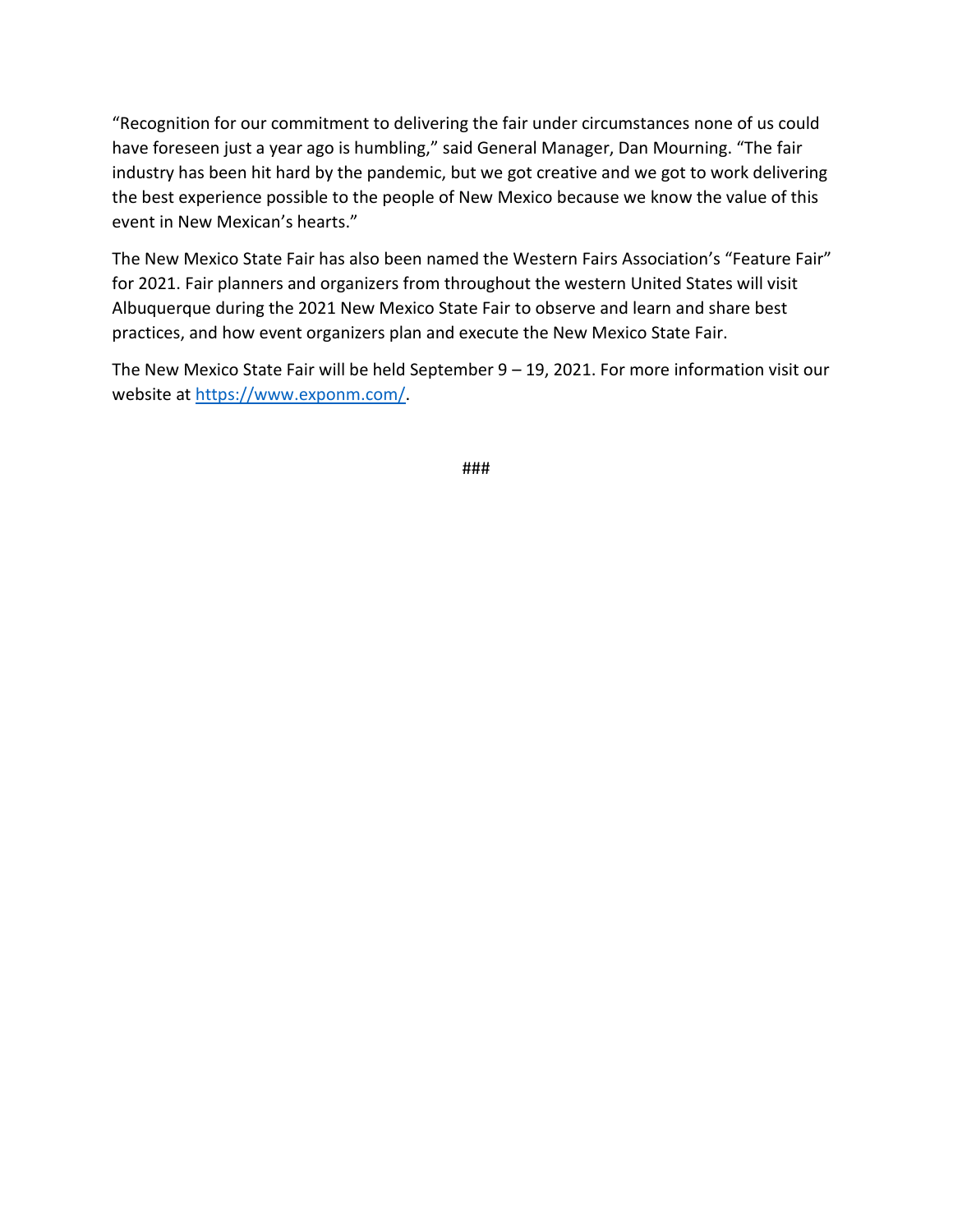"Recognition for our commitment to delivering the fair under circumstances none of us could have foreseen just a year ago is humbling," said General Manager, Dan Mourning. "The fair industry has been hit hard by the pandemic, but we got creative and we got to work delivering the best experience possible to the people of New Mexico because we know the value of this event in New Mexican's hearts."

The New Mexico State Fair has also been named the Western Fairs Association's "Feature Fair" for 2021. Fair planners and organizers from throughout the western United States will visit Albuquerque during the 2021 New Mexico State Fair to observe and learn and share best practices, and how event organizers plan and execute the New Mexico State Fair.

The New Mexico State Fair will be held September 9 – 19, 2021. For more information visit our website at [https://www.exponm.com/](https://www.exponm.com/).

###